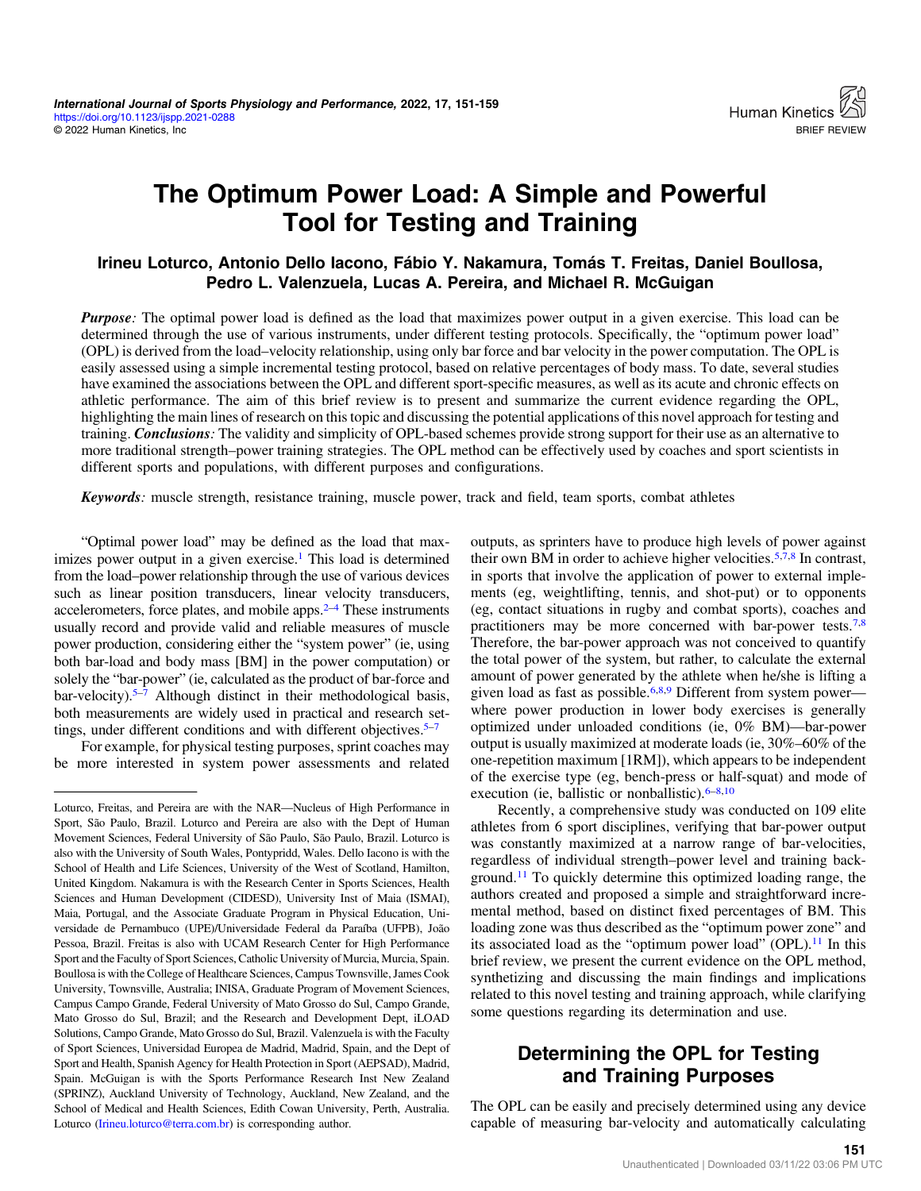# The Optimum Power Load: A Simple and Powerful Tool for Testing and Training

**Irineu Loturco, Antonio Dello Iacono, Fábio Y. Nakamura, Tomás T. Freitas, Daniel Boullosa, Pedro L. Valenzuela, Lucas A. Pereira, and Michael R. McGuigan**

***Purpose:*** The optimal power load is defined as the load that maximizes power output in a given exercise. This load can be determined through the use of various instruments, under different testing protocols. Specifically, the "optimum power load" (OPL) is derived from the load–velocity relationship, using only bar force and bar velocity in the power computation. The OPL is easily assessed using a simple incremental testing protocol, based on relative percentages of body mass. To date, several studies have examined the associations between the OPL and different sport-specific measures, as well as its acute and chronic effects on athletic performance. The aim of this brief review is to present and summarize the current evidence regarding the OPL, highlighting the main lines of research on this topic and discussing the potential applications of this novel approach for testing and training. ***Conclusions:*** The validity and simplicity of OPL-based schemes provide strong support for their use as an alternative to more traditional strength–power training strategies. The OPL method can be effectively used by coaches and sport scientists in different sports and populations, with different purposes and configurations.

***Keywords:*** muscle strength, resistance training, muscle power, track and field, team sports, combat athletes

"Optimal power load" may be defined as the load that maximizes power output in a given exercise.[1] This load is determined from the load–power relationship through the use of various devices such as linear position transducers, linear velocity transducers, accelerometers, force plates, and mobile apps.[2–4] These instruments usually record and provide valid and reliable measures of muscle power production, considering either the "system power" (ie, using both bar-load and body mass [BM] in the power computation) or solely the "bar-power" (ie, calculated as the product of bar-force and bar-velocity).[5–7] Although distinct in their methodological basis, both measurements are widely used in practical and research settings, under different conditions and with different objectives.[5–7]

For example, for physical testing purposes, sprint coaches may be more interested in system power assessments and related outputs, as sprinters have to produce high levels of power against their own BM in order to achieve higher velocities.[5,7,8] In contrast, in sports that involve the application of power to external implements (eg, weightlifting, tennis, and shot-put) or to opponents (eg, contact situations in rugby and combat sports), coaches and practitioners may be more concerned with bar-power tests.[7,8] Therefore, the bar-power approach was not conceived to quantify the total power of the system, but rather, to calculate the external amount of power generated by the athlete when he/she is lifting a given load as fast as possible.[6,8,9] Different from system power—where power production in lower body exercises is generally optimized under unloaded conditions (ie, 0% BM)—bar-power output is usually maximized at moderate loads (ie, 30%–60% of the one-repetition maximum [1RM]), which appears to be independent of the exercise type (eg, bench-press or half-squat) and mode of execution (ie, ballistic or nonballistic).[6–8,10]

Recently, a comprehensive study was conducted on 109 elite athletes from 6 sport disciplines, verifying that bar-power output was constantly maximized at a narrow range of bar-velocities, regardless of individual strength–power level and training background.[11] To quickly determine this optimized loading range, the authors created and proposed a simple and straightforward incremental method, based on distinct fixed percentages of BM. This loading zone was thus described as the "optimum power zone" and its associated load as the "optimum power load" (OPL).[11] In this brief review, we present the current evidence on the OPL method, synthetizing and discussing the main findings and implications related to this novel testing and training approach, while clarifying some questions regarding its determination and use.

## Determining the OPL for Testing and Training Purposes

The OPL can be easily and precisely determined using any device capable of measuring bar-velocity and automatically calculating

---

Loturco, Freitas, and Pereira are with the NAR—Nucleus of High Performance in Sport, São Paulo, Brazil. Loturco and Pereira are also with the Dept of Human Movement Sciences, Federal University of São Paulo, São Paulo, Brazil. Loturco is also with the University of South Wales, Pontypridd, Wales. Dello Iacono is with the School of Health and Life Sciences, University of the West of Scotland, Hamilton, United Kingdom. Nakamura is with the Research Center in Sports Sciences, Health Sciences and Human Development (CIDESD), University Inst of Maia (ISMAI), Maia, Portugal, and the Associate Graduate Program in Physical Education, Universidade de Pernambuco (UPE)/Universidade Federal da Paraíba (UFPB), João Pessoa, Brazil. Freitas is also with UCAM Research Center for High Performance Sport and the Faculty of Sport Sciences, Catholic University of Murcia, Murcia, Spain. Boullosa is with the College of Healthcare Sciences, Campus Townsville, James Cook University, Townsville, Australia; INISA, Graduate Program of Movement Sciences, Campus Campo Grande, Federal University of Mato Grosso do Sul, Campo Grande, Mato Grosso do Sul, Brazil; and the Research and Development Dept, iLOAD Solutions, Campo Grande, Mato Grosso do Sul, Brazil. Valenzuela is with the Faculty of Sport Sciences, Universidad Europea de Madrid, Madrid, Spain, and the Dept of Sport and Health, Spanish Agency for Health Protection in Sport (AEPSAD), Madrid, Spain. McGuigan is with the Sports Performance Research Inst New Zealand (SPRINZ), Auckland University of Technology, Auckland, New Zealand, and the School of Medical and Health Sciences, Edith Cowan University, Perth, Australia. Loturco (Irineu.loturco@terra.com.br) is corresponding author.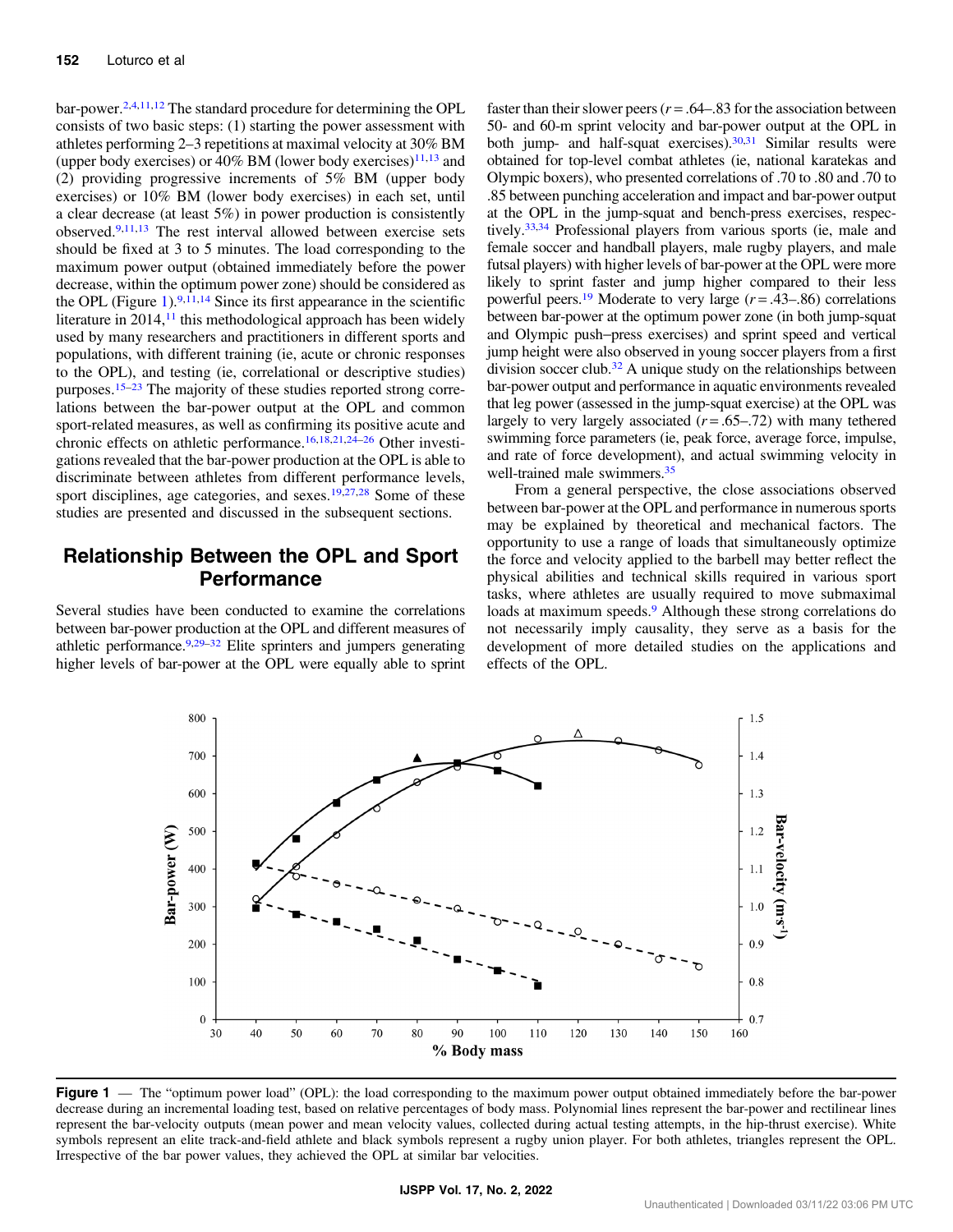bar-power.[2,4,11,12] The standard procedure for determining the OPL consists of two basic steps: (1) starting the power assessment with athletes performing 2–3 repetitions at maximal velocity at 30% BM (upper body exercises) or 40% BM (lower body exercises)[11,13] and (2) providing progressive increments of 5% BM (upper body exercises) or 10% BM (lower body exercises) in each set, until a clear decrease (at least 5%) in power production is consistently observed.[9,11,13] The rest interval allowed between exercise sets should be fixed at 3 to 5 minutes. The load corresponding to the maximum power output (obtained immediately before the power decrease, within the optimum power zone) should be considered as the OPL (Figure 1).[9,11,14] Since its first appearance in the scientific literature in 2014,[11] this methodological approach has been widely used by many researchers and practitioners in different sports and populations, with different training (ie, acute or chronic responses to the OPL), and testing (ie, correlational or descriptive studies) purposes.[15–23] The majority of these studies reported strong correlations between the bar-power output at the OPL and common sport-related measures, as well as confirming its positive acute and chronic effects on athletic performance.[16,18,21,24–26] Other investigations revealed that the bar-power production at the OPL is able to discriminate between athletes from different performance levels, sport disciplines, age categories, and sexes.[19,27,28] Some of these studies are presented and discussed in the subsequent sections.

## Relationship Between the OPL and Sport Performance

Several studies have been conducted to examine the correlations between bar-power production at the OPL and different measures of athletic performance.[9,29–32] Elite sprinters and jumpers generating higher levels of bar-power at the OPL were equally able to sprint faster than their slower peers ($r$ = .64–.83 for the association between 50- and 60-m sprint velocity and bar-power output at the OPL in both jump- and half-squat exercises).[30,31] Similar results were obtained for top-level combat athletes (ie, national karatekas and Olympic boxers), who presented correlations of .70 to .80 and .70 to .85 between punching acceleration and impact and bar-power output at the OPL in the jump-squat and bench-press exercises, respectively.[33,34] Professional players from various sports (ie, male and female soccer and handball players, male rugby players, and male futsal players) with higher levels of bar-power at the OPL were more likely to sprint faster and jump higher compared to their less powerful peers.[19] Moderate to very large ($r$ = .43–.86) correlations between bar-power at the optimum power zone (in both jump-squat and Olympic push–press exercises) and sprint speed and vertical jump height were also observed in young soccer players from a first division soccer club.[32] A unique study on the relationships between bar-power output and performance in aquatic environments revealed that leg power (assessed in the jump-squat exercise) at the OPL was largely to very largely associated ($r$ = .65–.72) with many tethered swimming force parameters (ie, peak force, average force, impulse, and rate of force development), and actual swimming velocity in well-trained male swimmers.[35]

From a general perspective, the close associations observed between bar-power at the OPL and performance in numerous sports may be explained by theoretical and mechanical factors. The opportunity to use a range of loads that simultaneously optimize the force and velocity applied to the barbell may better reflect the physical abilities and technical skills required in various sport tasks, where athletes are usually required to move submaximal loads at maximum speeds.[9] Although these strong correlations do not necessarily imply causality, they serve as a basis for the development of more detailed studies on the applications and effects of the OPL.

**Figure 1** — The "optimum power load" (OPL): the load corresponding to the maximum power output obtained immediately before the bar-power decrease during an incremental loading test, based on relative percentages of body mass. Polynomial lines represent the bar-power and rectilinear lines represent the bar-velocity outputs (mean power and mean velocity values, collected during actual testing attempts, in the hip-thrust exercise). White symbols represent an elite track-and-field athlete and black symbols represent a rugby union player. For both athletes, triangles represent the OPL. Irrespective of the bar power values, they achieved the OPL at similar bar velocities.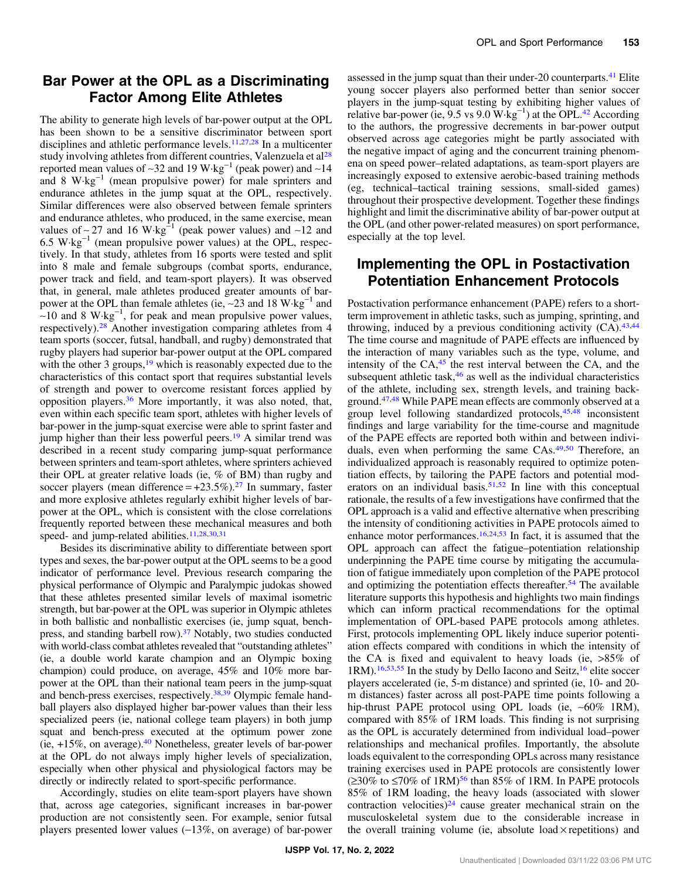## Bar Power at the OPL as a Discriminating Factor Among Elite Athletes

The ability to generate high levels of bar-power output at the OPL has been shown to be a sensitive discriminator between sport disciplines and athletic performance levels.[11,27,28] In a multicenter study involving athletes from different countries, Valenzuela et al[28] reported mean values of ~32 and 19 $W\cdot kg^{-1}$ (peak power) and ~14 and 8 $W\cdot kg^{-1}$ (mean propulsive power) for male sprinters and endurance athletes in the jump squat at the OPL, respectively. Similar differences were also observed between female sprinters and endurance athletes, who produced, in the same exercise, mean values of ~27 and 16 $W\cdot kg^{-1}$ (peak power values) and ~12 and 6.5 $W\cdot kg^{-1}$ (mean propulsive power values) at the OPL, respectively. In that study, athletes from 16 sports were tested and split into 8 male and female subgroups (combat sports, endurance, power track and field, and team-sport players). It was observed that, in general, male athletes produced greater amounts of bar-power at the OPL than female athletes (ie, ~23 and 18 $W\cdot kg^{-1}$ and ~10 and 8 $W\cdot kg^{-1}$, for peak and mean propulsive power values, respectively).[28] Another investigation comparing athletes from 4 team sports (soccer, futsal, handball, and rugby) demonstrated that rugby players had superior bar-power output at the OPL compared with the other 3 groups,[19] which is reasonably expected due to the characteristics of this contact sport that requires substantial levels of strength and power to overcome resistant forces applied by opposition players.[36] More importantly, it was also noted, that, even within each specific team sport, athletes with higher levels of bar-power in the jump-squat exercise were able to sprint faster and jump higher than their less powerful peers.[19] A similar trend was described in a recent study comparing jump-squat performance between sprinters and team-sport athletes, where sprinters achieved their OPL at greater relative loads (ie, % of BM) than rugby and soccer players (mean difference = +23.5%).[27] In summary, faster and more explosive athletes regularly exhibit higher levels of bar-power at the OPL, which is consistent with the close correlations frequently reported between these mechanical measures and both speed- and jump-related abilities.[11,28,30,31]

Besides its discriminative ability to differentiate between sport types and sexes, the bar-power output at the OPL seems to be a good indicator of performance level. Previous research comparing the physical performance of Olympic and Paralympic judokas showed that these athletes presented similar levels of maximal isometric strength, but bar-power at the OPL was superior in Olympic athletes in both ballistic and nonballistic exercises (ie, jump squat, bench-press, and standing barbell row).[37] Notably, two studies conducted with world-class combat athletes revealed that "outstanding athletes" (ie, a double world karate champion and an Olympic boxing champion) could produce, on average, 45% and 10% more bar-power at the OPL than their national team peers in the jump-squat and bench-press exercises, respectively.[38,39] Olympic female handball players also displayed higher bar-power values than their less specialized peers (ie, national college team players) in both jump squat and bench-press executed at the optimum power zone (ie, +15%, on average).[40] Nonetheless, greater levels of bar-power at the OPL do not always imply higher levels of specialization, especially when other physical and physiological factors may be directly or indirectly related to sport-specific performance.

Accordingly, studies on elite team-sport players have shown that, across age categories, significant increases in bar-power production are not consistently seen. For example, senior futsal players presented lower values (−13%, on average) of bar-power assessed in the jump squat than their under-20 counterparts.[41] Elite young soccer players also performed better than senior soccer players in the jump-squat testing by exhibiting higher values of relative bar-power (ie, 9.5 vs 9.0 $W\cdot kg^{-1}$) at the OPL.[42] According to the authors, the progressive decrements in bar-power output observed across age categories might be partly associated with the negative impact of aging and the concurrent training phenomena on speed power–related adaptations, as team-sport players are increasingly exposed to extensive aerobic-based training methods (eg, technical–tactical training sessions, small-sided games) throughout their prospective development. Together these findings highlight and limit the discriminative ability of bar-power output at the OPL (and other power-related measures) on sport performance, especially at the top level.

## Implementing the OPL in Postactivation Potentiation Enhancement Protocols

Postactivation performance enhancement (PAPE) refers to a short-term improvement in athletic tasks, such as jumping, sprinting, and throwing, induced by a previous conditioning activity (CA).[43,44] The time course and magnitude of PAPE effects are influenced by the interaction of many variables such as the type, volume, and intensity of the CA,[45] the rest interval between the CA, and the subsequent athletic task,[46] as well as the individual characteristics of the athlete, including sex, strength levels, and training background.[47,48] While PAPE mean effects are commonly observed at a group level following standardized protocols,[45,48] inconsistent findings and large variability for the time-course and magnitude of the PAPE effects are reported both within and between individuals, even when performing the same CAs.[49,50] Therefore, an individualized approach is reasonably required to optimize potentiation effects, by tailoring the PAPE factors and potential moderators on an individual basis.[51,52] In line with this conceptual rationale, the results of a few investigations have confirmed that the OPL approach is a valid and effective alternative when prescribing the intensity of conditioning activities in PAPE protocols aimed to enhance motor performances.[16,24,53] In fact, it is assumed that the OPL approach can affect the fatigue–potentiation relationship underpinning the PAPE time course by mitigating the accumulation of fatigue immediately upon completion of the PAPE protocol and optimizing the potentiation effects thereafter.[54] The available literature supports this hypothesis and highlights two main findings which can inform practical recommendations for the optimal implementation of OPL-based PAPE protocols among athletes. First, protocols implementing OPL likely induce superior potentiation effects compared with conditions in which the intensity of the CA is fixed and equivalent to heavy loads (ie, >85% of 1RM).[16,53,55] In the study by Dello Iacono and Seitz,[16] elite soccer players accelerated (ie, 5-m distance) and sprinted (ie, 10- and 20-m distances) faster across all post-PAPE time points following a hip-thrust PAPE protocol using OPL loads (ie, ~60% 1RM), compared with 85% of 1RM loads. This finding is not surprising as the OPL is accurately determined from individual load–power relationships and mechanical profiles. Importantly, the absolute loads equivalent to the corresponding OPLs across many resistance training exercises used in PAPE protocols are consistently lower (≥30% to ≤70% of 1RM)[56] than 85% of 1RM. In PAPE protocols 85% of 1RM loading, the heavy loads (associated with slower contraction velocities)[24] cause greater mechanical strain on the musculoskeletal system due to the considerable increase in the overall training volume (ie, absolute load × repetitions) and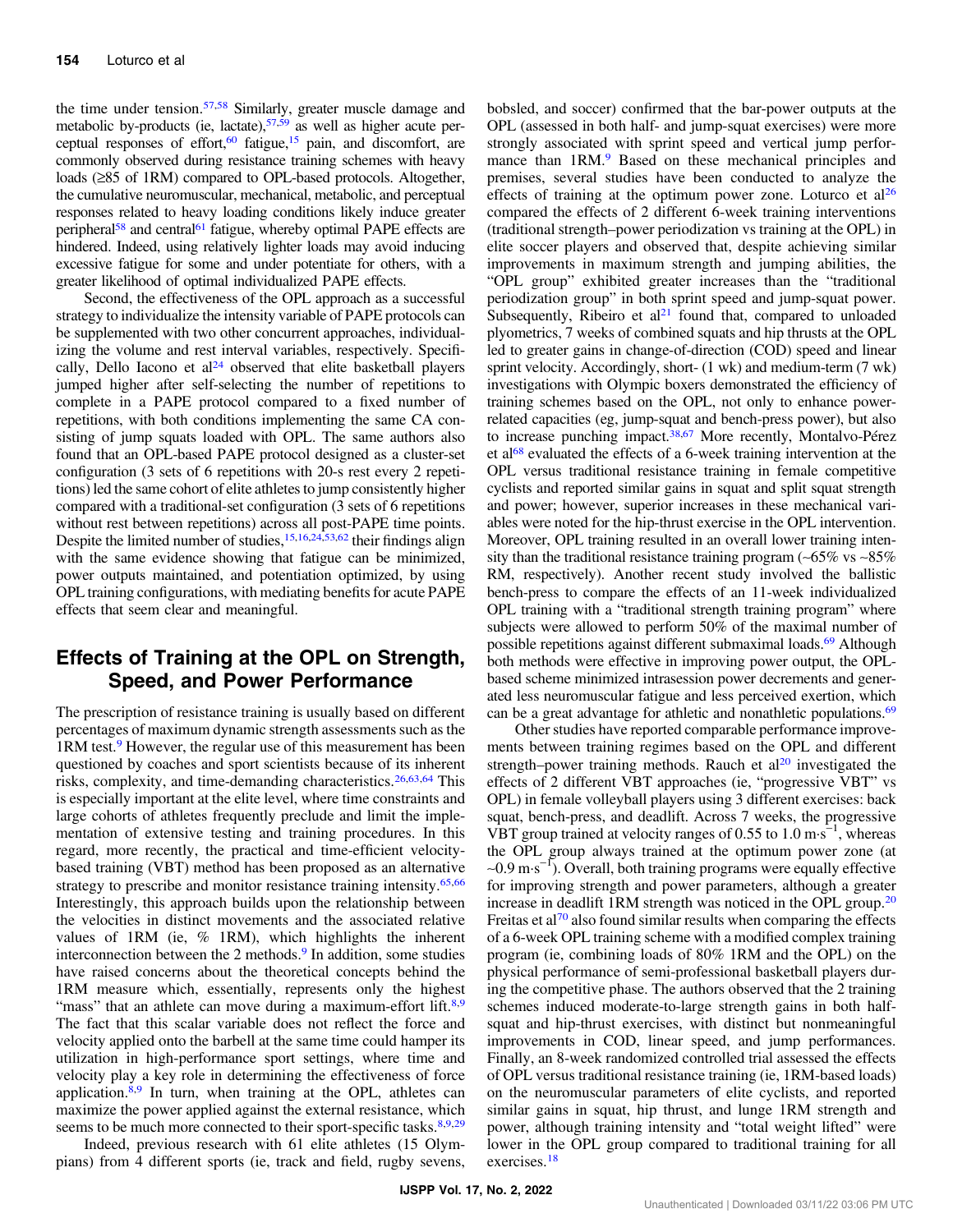the time under tension.[57,58] Similarly, greater muscle damage and metabolic by-products (ie, lactate),[57,59] as well as higher acute perceptual responses of effort,[60] fatigue,[15] pain, and discomfort, are commonly observed during resistance training schemes with heavy loads (≥85 of 1RM) compared to OPL-based protocols. Altogether, the cumulative neuromuscular, mechanical, metabolic, and perceptual responses related to heavy loading conditions likely induce greater peripheral[58] and central[61] fatigue, whereby optimal PAPE effects are hindered. Indeed, using relatively lighter loads may avoid inducing excessive fatigue for some and under potentiate for others, with a greater likelihood of optimal individualized PAPE effects.

Second, the effectiveness of the OPL approach as a successful strategy to individualize the intensity variable of PAPE protocols can be supplemented with two other concurrent approaches, individualizing the volume and rest interval variables, respectively. Specifically, Dello Iacono et al[24] observed that elite basketball players jumped higher after self-selecting the number of repetitions to complete in a PAPE protocol compared to a fixed number of repetitions, with both conditions implementing the same CA consisting of jump squats loaded with OPL. The same authors also found that an OPL-based PAPE protocol designed as a cluster-set configuration (3 sets of 6 repetitions with 20-s rest every 2 repetitions) led the same cohort of elite athletes to jump consistently higher compared with a traditional-set configuration (3 sets of 6 repetitions without rest between repetitions) across all post-PAPE time points. Despite the limited number of studies,[15,16,24,53,62] their findings align with the same evidence showing that fatigue can be minimized, power outputs maintained, and potentiation optimized, by using OPL training configurations, with mediating benefits for acute PAPE effects that seem clear and meaningful.

## Effects of Training at the OPL on Strength, Speed, and Power Performance

The prescription of resistance training is usually based on different percentages of maximum dynamic strength assessments such as the 1RM test.[9] However, the regular use of this measurement has been questioned by coaches and sport scientists because of its inherent risks, complexity, and time-demanding characteristics.[26,63,64] This is especially important at the elite level, where time constraints and large cohorts of athletes frequently preclude and limit the implementation of extensive testing and training procedures. In this regard, more recently, the practical and time-efficient velocity-based training (VBT) method has been proposed as an alternative strategy to prescribe and monitor resistance training intensity.[65,66] Interestingly, this approach builds upon the relationship between the velocities in distinct movements and the associated relative values of 1RM (ie, % 1RM), which highlights the inherent interconnection between the 2 methods.[9] In addition, some studies have raised concerns about the theoretical concepts behind the 1RM measure which, essentially, represents only the highest "mass" that an athlete can move during a maximum-effort lift.[8,9] The fact that this scalar variable does not reflect the force and velocity applied onto the barbell at the same time could hamper its utilization in high-performance sport settings, where time and velocity play a key role in determining the effectiveness of force application.[8,9] In turn, when training at the OPL, athletes can maximize the power applied against the external resistance, which seems to be much more connected to their sport-specific tasks.[8,9,29]

Indeed, previous research with 61 elite athletes (15 Olympians) from 4 different sports (ie, track and field, rugby sevens, bobsled, and soccer) confirmed that the bar-power outputs at the OPL (assessed in both half- and jump-squat exercises) were more strongly associated with sprint speed and vertical jump performance than 1RM.[9] Based on these mechanical principles and premises, several studies have been conducted to analyze the effects of training at the optimum power zone. Loturco et al[26] compared the effects of 2 different 6-week training interventions (traditional strength–power periodization vs training at the OPL) in elite soccer players and observed that, despite achieving similar improvements in maximum strength and jumping abilities, the "OPL group" exhibited greater increases than the "traditional periodization group" in both sprint speed and jump-squat power. Subsequently, Ribeiro et al[21] found that, compared to unloaded plyometrics, 7 weeks of combined squats and hip thrusts at the OPL led to greater gains in change-of-direction (COD) speed and linear sprint velocity. Accordingly, short- (1 wk) and medium-term (7 wk) investigations with Olympic boxers demonstrated the efficiency of training schemes based on the OPL, not only to enhance power-related capacities (eg, jump-squat and bench-press power), but also to increase punching impact.[38,67] More recently, Montalvo-Pérez et al[68] evaluated the effects of a 6-week training intervention at the OPL versus traditional resistance training in female competitive cyclists and reported similar gains in squat and split squat strength and power; however, superior increases in these mechanical variables were noted for the hip-thrust exercise in the OPL intervention. Moreover, OPL training resulted in an overall lower training intensity than the traditional resistance training program (~65% vs ~85% RM, respectively). Another recent study involved the ballistic bench-press to compare the effects of an 11-week individualized OPL training with a "traditional strength training program" where subjects were allowed to perform 50% of the maximal number of possible repetitions against different submaximal loads.[69] Although both methods were effective in improving power output, the OPL-based scheme minimized intrasession power decrements and generated less neuromuscular fatigue and less perceived exertion, which can be a great advantage for athletic and nonathletic populations.[69]

Other studies have reported comparable performance improvements between training regimes based on the OPL and different strength–power training methods. Rauch et al[20] investigated the effects of 2 different VBT approaches (ie, "progressive VBT" vs OPL) in female volleyball players using 3 different exercises: back squat, bench-press, and deadlift. Across 7 weeks, the progressive VBT group trained at velocity ranges of 0.55 to 1.0 $m \cdot s^{-1}$, whereas the OPL group always trained at the optimum power zone (at ~0.9 $m \cdot s^{-1}$). Overall, both training programs were equally effective for improving strength and power parameters, although a greater increase in deadlift 1RM strength was noticed in the OPL group.[20] Freitas et al[70] also found similar results when comparing the effects of a 6-week OPL training scheme with a modified complex training program (ie, combining loads of 80% 1RM and the OPL) on the physical performance of semi-professional basketball players during the competitive phase. The authors observed that the 2 training schemes induced moderate-to-large strength gains in both half-squat and hip-thrust exercises, with distinct but nonmeaningful improvements in COD, linear speed, and jump performances. Finally, an 8-week randomized controlled trial assessed the effects of OPL versus traditional resistance training (ie, 1RM-based loads) on the neuromuscular parameters of elite cyclists, and reported similar gains in squat, hip thrust, and lunge 1RM strength and power, although training intensity and "total weight lifted" were lower in the OPL group compared to traditional training for all exercises.[18]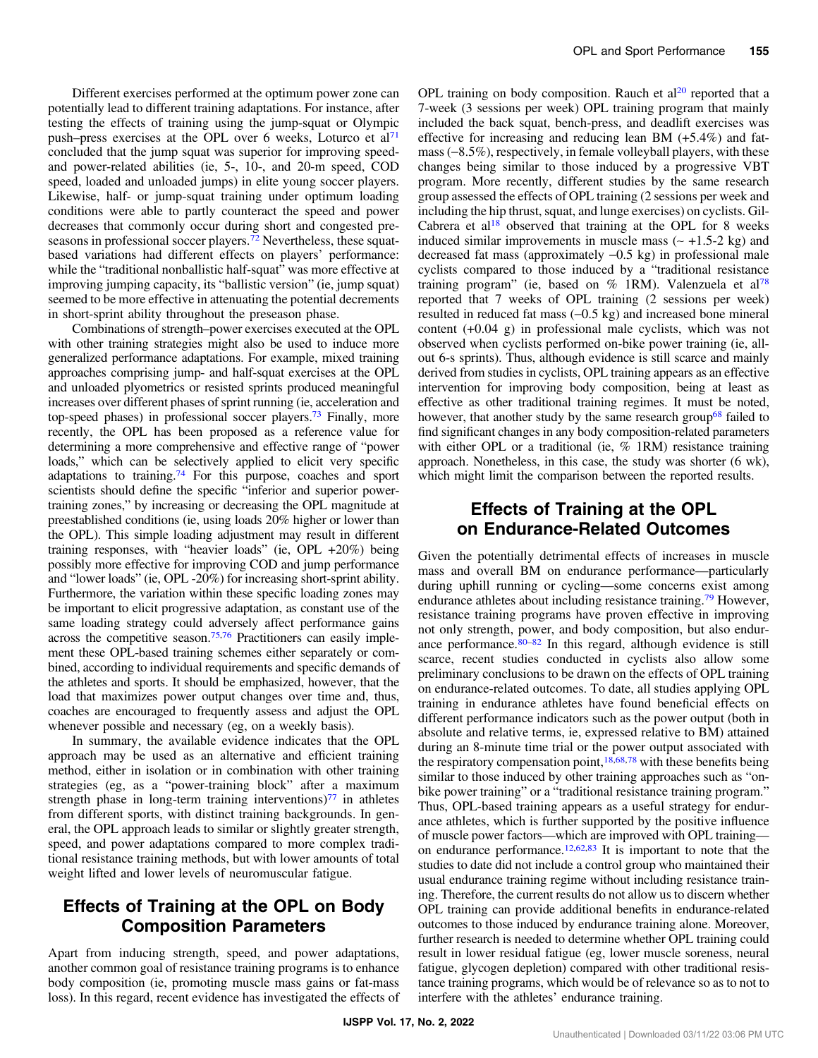Different exercises performed at the optimum power zone can potentially lead to different training adaptations. For instance, after testing the effects of training using the jump-squat or Olympic push–press exercises at the OPL over 6 weeks, Loturco et al[71] concluded that the jump squat was superior for improving speed- and power-related abilities (ie, 5-, 10-, and 20-m speed, COD speed, loaded and unloaded jumps) in elite young soccer players. Likewise, half- or jump-squat training under optimum loading conditions were able to partly counteract the speed and power decreases that commonly occur during short and congested preseasons in professional soccer players.[72] Nevertheless, these squat-based variations had different effects on players' performance: while the "traditional nonballistic half-squat" was more effective at improving jumping capacity, its "ballistic version" (ie, jump squat) seemed to be more effective in attenuating the potential decrements in short-sprint ability throughout the preseason phase.

Combinations of strength–power exercises executed at the OPL with other training strategies might also be used to induce more generalized performance adaptations. For example, mixed training approaches comprising jump- and half-squat exercises at the OPL and unloaded plyometrics or resisted sprints produced meaningful increases over different phases of sprint running (ie, acceleration and top-speed phases) in professional soccer players.[73] Finally, more recently, the OPL has been proposed as a reference value for determining a more comprehensive and effective range of "power loads," which can be selectively applied to elicit very specific adaptations to training.[74] For this purpose, coaches and sport scientists should define the specific "inferior and superior power-training zones," by increasing or decreasing the OPL magnitude at preestablished conditions (ie, using loads 20% higher or lower than the OPL). This simple loading adjustment may result in different training responses, with "heavier loads" (ie, OPL +20%) being possibly more effective for improving COD and jump performance and "lower loads" (ie, OPL -20%) for increasing short-sprint ability. Furthermore, the variation within these specific loading zones may be important to elicit progressive adaptation, as constant use of the same loading strategy could adversely affect performance gains across the competitive season.[75,76] Practitioners can easily implement these OPL-based training schemes either separately or combined, according to individual requirements and specific demands of the athletes and sports. It should be emphasized, however, that the load that maximizes power output changes over time and, thus, coaches are encouraged to frequently assess and adjust the OPL whenever possible and necessary (eg, on a weekly basis).

In summary, the available evidence indicates that the OPL approach may be used as an alternative and efficient training method, either in isolation or in combination with other training strategies (eg, as a "power-training block" after a maximum strength phase in long-term training interventions)[77] in athletes from different sports, with distinct training backgrounds. In general, the OPL approach leads to similar or slightly greater strength, speed, and power adaptations compared to more complex traditional resistance training methods, but with lower amounts of total weight lifted and lower levels of neuromuscular fatigue.

## Effects of Training at the OPL on Body Composition Parameters

Apart from inducing strength, speed, and power adaptations, another common goal of resistance training programs is to enhance body composition (ie, promoting muscle mass gains or fat-mass loss). In this regard, recent evidence has investigated the effects of OPL training on body composition. Rauch et al[20] reported that a 7-week (3 sessions per week) OPL training program that mainly included the back squat, bench-press, and deadlift exercises was effective for increasing and reducing lean BM (+5.4%) and fat-mass (–8.5%), respectively, in female volleyball players, with these changes being similar to those induced by a progressive VBT program. More recently, different studies by the same research group assessed the effects of OPL training (2 sessions per week and including the hip thrust, squat, and lunge exercises) on cyclists. Gil-Cabrera et al[18] observed that training at the OPL for 8 weeks induced similar improvements in muscle mass (~ +1.5-2 kg) and decreased fat mass (approximately –0.5 kg) in professional male cyclists compared to those induced by a "traditional resistance training program" (ie, based on % 1RM). Valenzuela et al[78] reported that 7 weeks of OPL training (2 sessions per week) resulted in reduced fat mass (–0.5 kg) and increased bone mineral content (+0.04 g) in professional male cyclists, which was not observed when cyclists performed on-bike power training (ie, all-out 6-s sprints). Thus, although evidence is still scarce and mainly derived from studies in cyclists, OPL training appears as an effective intervention for improving body composition, being at least as effective as other traditional training regimes. It must be noted, however, that another study by the same research group[68] failed to find significant changes in any body composition-related parameters with either OPL or a traditional (ie, % 1RM) resistance training approach. Nonetheless, in this case, the study was shorter (6 wk), which might limit the comparison between the reported results.

## Effects of Training at the OPL on Endurance-Related Outcomes

Given the potentially detrimental effects of increases in muscle mass and overall BM on endurance performance—particularly during uphill running or cycling—some concerns exist among endurance athletes about including resistance training.[79] However, resistance training programs have proven effective in improving not only strength, power, and body composition, but also endurance performance.[80–82] In this regard, although evidence is still scarce, recent studies conducted in cyclists also allow some preliminary conclusions to be drawn on the effects of OPL training on endurance-related outcomes. To date, all studies applying OPL training in endurance athletes have found beneficial effects on different performance indicators such as the power output (both in absolute and relative terms, ie, expressed relative to BM) attained during an 8-minute time trial or the power output associated with the respiratory compensation point,[18,68,78] with these benefits being similar to those induced by other training approaches such as "on-bike power training" or a "traditional resistance training program." Thus, OPL-based training appears as a useful strategy for endurance athletes, which is further supported by the positive influence of muscle power factors—which are improved with OPL training—on endurance performance.[12,62,83] It is important to note that the studies to date did not include a control group who maintained their usual endurance training regime without including resistance training. Therefore, the current results do not allow us to discern whether OPL training can provide additional benefits in endurance-related outcomes to those induced by endurance training alone. Moreover, further research is needed to determine whether OPL training could result in lower residual fatigue (eg, lower muscle soreness, neural fatigue, glycogen depletion) compared with other traditional resistance training programs, which would be of relevance so as to not to interfere with the athletes' endurance training.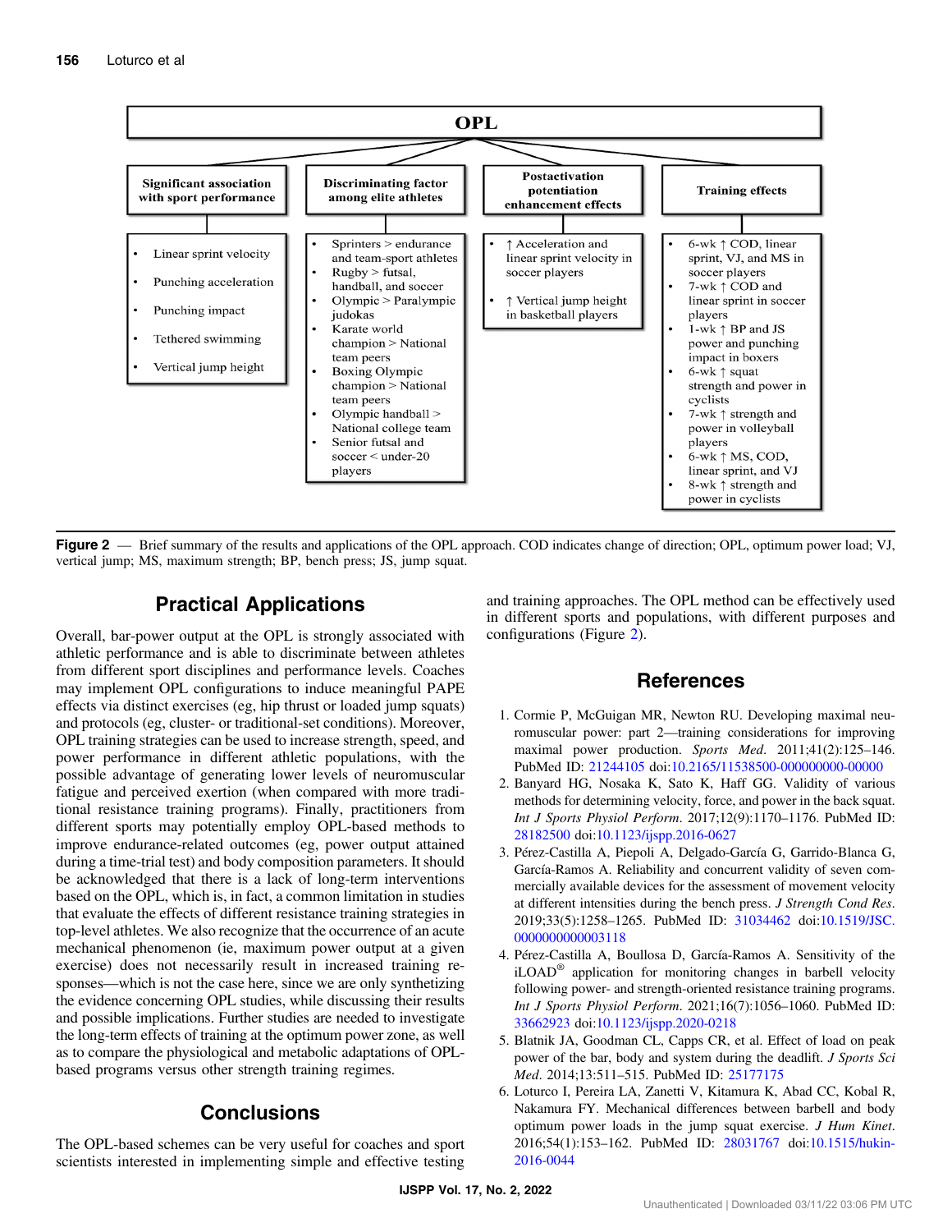**OPL**

| Significant association with sport performance | Discriminating factor among elite athletes | Postactivation potentiation enhancement effects | Training effects |
| --- | --- | --- | --- |
| • Linear sprint velocity<br>• Punching acceleration<br>• Punching impact<br>• Tethered swimming<br>• Vertical jump height | • Sprinters > endurance and team-sport athletes<br>• Rugby > futsal, handball, and soccer<br>• Olympic > Paralympic judokas<br>• Karate world champion > National team peers<br>• Boxing Olympic champion > National team peers<br>• Olympic handball > National college team<br>• Senior futsal and soccer < under-20 players | • ↑ Acceleration and linear sprint velocity in soccer players<br>• ↑ Vertical jump height in basketball players | • 6-wk ↑ COD, linear sprint, VJ, and MS in soccer players<br>• 7-wk ↑ COD and linear sprint in soccer players<br>• 1-wk ↑ BP and JS power and punching impact in boxers<br>• 6-wk ↑ squat strength and power in cyclists<br>• 7-wk ↑ strength and power in volleyball players<br>• 6-wk ↑ MS, COD, linear sprint, and VJ<br>• 8-wk ↑ strength and power in cyclists |

**Figure 2** — Brief summary of the results and applications of the OPL approach. COD indicates change of direction; OPL, optimum power load; VJ, vertical jump; MS, maximum strength; BP, bench press; JS, jump squat.

## Practical Applications

Overall, bar-power output at the OPL is strongly associated with athletic performance and is able to discriminate between athletes from different sport disciplines and performance levels. Coaches may implement OPL configurations to induce meaningful PAPE effects via distinct exercises (eg, hip thrust or loaded jump squats) and protocols (eg, cluster- or traditional-set conditions). Moreover, OPL training strategies can be used to increase strength, speed, and power performance in different athletic populations, with the possible advantage of generating lower levels of neuromuscular fatigue and perceived exertion (when compared with more traditional resistance training programs). Finally, practitioners from different sports may potentially employ OPL-based methods to improve endurance-related outcomes (eg, power output attained during a time-trial test) and body composition parameters. It should be acknowledged that there is a lack of long-term interventions based on the OPL, which is, in fact, a common limitation in studies that evaluate the effects of different resistance training strategies in top-level athletes. We also recognize that the occurrence of an acute mechanical phenomenon (ie, maximum power output at a given exercise) does not necessarily result in increased training responses—which is not the case here, since we are only synthetizing the evidence concerning OPL studies, while discussing their results and possible implications. Further studies are needed to investigate the long-term effects of training at the optimum power zone, as well as to compare the physiological and metabolic adaptations of OPL-based programs versus other strength training regimes.

## Conclusions

The OPL-based schemes can be very useful for coaches and sport scientists interested in implementing simple and effective testing and training approaches. The OPL method can be effectively used in different sports and populations, with different purposes and configurations (Figure 2).

## References

1. Cormie P, McGuigan MR, Newton RU. Developing maximal neuromuscular power: part 2—training considerations for improving maximal power production. *Sports Med*. 2011;41(2):125–146. PubMed ID: 21244105 doi:10.2165/11538500-000000000-00000
2. Banyard HG, Nosaka K, Sato K, Haff GG. Validity of various methods for determining velocity, force, and power in the back squat. *Int J Sports Physiol Perform*. 2017;12(9):1170–1176. PubMed ID: 28182500 doi:10.1123/ijspp.2016-0627
3. Pérez-Castilla A, Piepoli A, Delgado-García G, Garrido-Blanca G, García-Ramos A. Reliability and concurrent validity of seven commercially available devices for the assessment of movement velocity at different intensities during the bench press. *J Strength Cond Res*. 2019;33(5):1258–1265. PubMed ID: 31034462 doi:10.1519/JSC.0000000000003118
4. Pérez-Castilla A, Boullosa D, García-Ramos A. Sensitivity of the iLOAD® application for monitoring changes in barbell velocity following power- and strength-oriented resistance training programs. *Int J Sports Physiol Perform*. 2021;16(7):1056–1060. PubMed ID: 33662923 doi:10.1123/ijspp.2020-0218
5. Blatnik JA, Goodman CL, Capps CR, et al. Effect of load on peak power of the bar, body and system during the deadlift. *J Sports Sci Med*. 2014;13:511–515. PubMed ID: 25177175
6. Loturco I, Pereira LA, Zanetti V, Kitamura K, Abad CC, Kobal R, Nakamura FY. Mechanical differences between barbell and body optimum power loads in the jump squat exercise. *J Hum Kinet*. 2016;54(1):153–162. PubMed ID: 28031767 doi:10.1515/hukin-2016-0044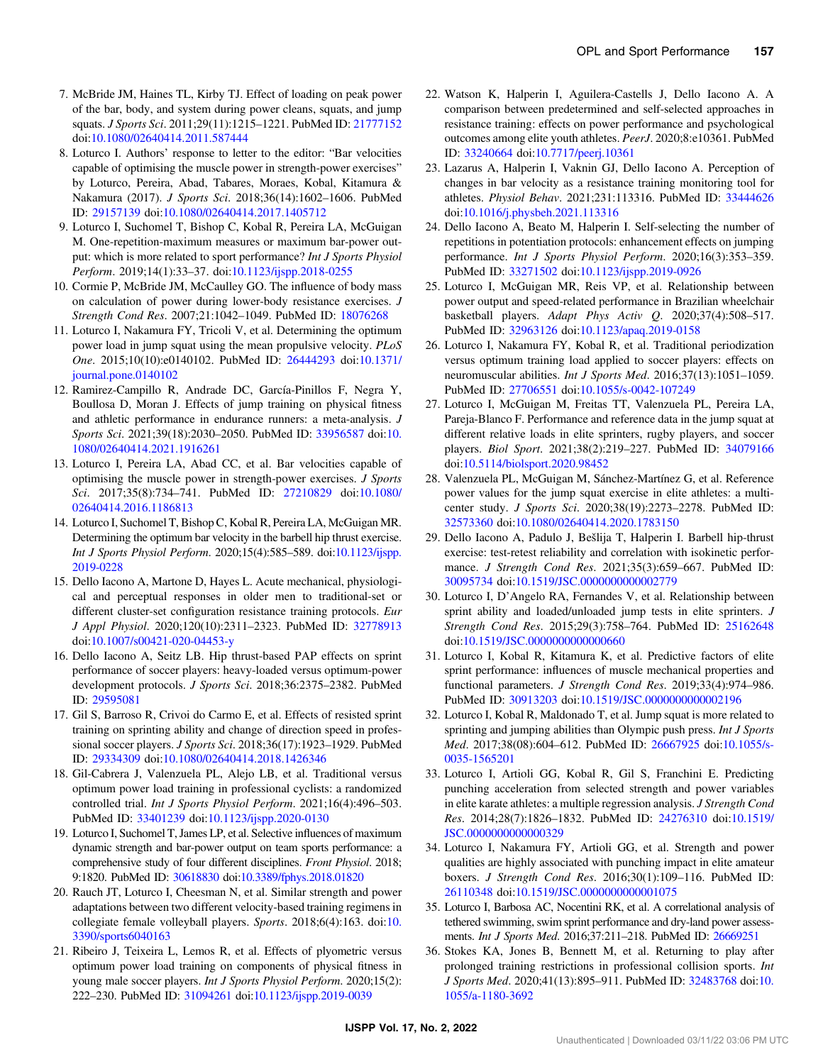7. McBride JM, Haines TL, Kirby TJ. Effect of loading on peak power of the bar, body, and system during power cleans, squats, and jump squats. *J Sports Sci*. 2011;29(11):1215–1221. PubMed ID: 21777152 doi:10.1080/02640414.2011.587444
8. Loturco I. Authors' response to letter to the editor: "Bar velocities capable of optimising the muscle power in strength-power exercises" by Loturco, Pereira, Abad, Tabares, Moraes, Kobal, Kitamura & Nakamura (2017). *J Sports Sci*. 2018;36(14):1602–1606. PubMed ID: 29157139 doi:10.1080/02640414.2017.1405712
9. Loturco I, Suchomel T, Bishop C, Kobal R, Pereira LA, McGuigan M. One-repetition-maximum measures or maximum bar-power output: which is more related to sport performance? *Int J Sports Physiol Perform*. 2019;14(1):33–37. doi:10.1123/ijspp.2018-0255
10. Cormie P, McBride JM, McCaulley GO. The influence of body mass on calculation of power during lower-body resistance exercises. *J Strength Cond Res*. 2007;21:1042–1049. PubMed ID: 18076268
11. Loturco I, Nakamura FY, Tricoli V, et al. Determining the optimum power load in jump squat using the mean propulsive velocity. *PLoS One*. 2015;10(10):e0140102. PubMed ID: 26444293 doi:10.1371/journal.pone.0140102
12. Ramirez-Campillo R, Andrade DC, García-Pinillos F, Negra Y, Boullosa D, Moran J. Effects of jump training on physical fitness and athletic performance in endurance runners: a meta-analysis. *J Sports Sci*. 2021;39(18):2030–2050. PubMed ID: 33956587 doi:10.1080/02640414.2021.1916261
13. Loturco I, Pereira LA, Abad CC, et al. Bar velocities capable of optimising the muscle power in strength-power exercises. *J Sports Sci*. 2017;35(8):734–741. PubMed ID: 27210829 doi:10.1080/02640414.2016.1186813
14. Loturco I, Suchomel T, Bishop C, Kobal R, Pereira LA, McGuigan MR. Determining the optimum bar velocity in the barbell hip thrust exercise. *Int J Sports Physiol Perform*. 2020;15(4):585–589. doi:10.1123/ijspp.2019-0228
15. Dello Iacono A, Martone D, Hayes L. Acute mechanical, physiological and perceptual responses in older men to traditional-set or different cluster-set configuration resistance training protocols. *Eur J Appl Physiol*. 2020;120(10):2311–2323. PubMed ID: 32778913 doi:10.1007/s00421-020-04453-y
16. Dello Iacono A, Seitz LB. Hip thrust-based PAP effects on sprint performance of soccer players: heavy-loaded versus optimum-power development protocols. *J Sports Sci*. 2018;36:2375–2382. PubMed ID: 29595081
17. Gil S, Barroso R, Crivoi do Carmo E, et al. Effects of resisted sprint training on sprinting ability and change of direction speed in professional soccer players. *J Sports Sci*. 2018;36(17):1923–1929. PubMed ID: 29334309 doi:10.1080/02640414.2018.1426346
18. Gil-Cabrera J, Valenzuela PL, Alejo LB, et al. Traditional versus optimum power load training in professional cyclists: a randomized controlled trial. *Int J Sports Physiol Perform*. 2021;16(4):496–503. PubMed ID: 33401239 doi:10.1123/ijspp.2020-0130
19. Loturco I, Suchomel T, James LP, et al. Selective influences of maximum dynamic strength and bar-power output on team sports performance: a comprehensive study of four different disciplines. *Front Physiol*. 2018;9:1820. PubMed ID: 30618830 doi:10.3389/fphys.2018.01820
20. Rauch JT, Loturco I, Cheesman N, et al. Similar strength and power adaptations between two different velocity-based training regimens in collegiate female volleyball players. *Sports*. 2018;6(4):163. doi:10.3390/sports6040163
21. Ribeiro J, Teixeira L, Lemos R, et al. Effects of plyometric versus optimum power load training on components of physical fitness in young male soccer players. *Int J Sports Physiol Perform*. 2020;15(2):222–230. PubMed ID: 31094261 doi:10.1123/ijspp.2019-0039
22. Watson K, Halperin I, Aguilera-Castells J, Dello Iacono A. A comparison between predetermined and self-selected approaches in resistance training: effects on power performance and psychological outcomes among elite youth athletes. *PeerJ*. 2020;8:e10361. PubMed ID: 33240664 doi:10.7717/peerj.10361
23. Lazarus A, Halperin I, Vaknin GJ, Dello Iacono A. Perception of changes in bar velocity as a resistance training monitoring tool for athletes. *Physiol Behav*. 2021;231:113316. PubMed ID: 33444626 doi:10.1016/j.physbeh.2021.113316
24. Dello Iacono A, Beato M, Halperin I. Self-selecting the number of repetitions in potentiation protocols: enhancement effects on jumping performance. *Int J Sports Physiol Perform*. 2020;16(3):353–359. PubMed ID: 33271502 doi:10.1123/ijspp.2019-0926
25. Loturco I, McGuigan MR, Reis VP, et al. Relationship between power output and speed-related performance in Brazilian wheelchair basketball players. *Adapt Phys Activ Q*. 2020;37(4):508–517. PubMed ID: 32963126 doi:10.1123/apaq.2019-0158
26. Loturco I, Nakamura FY, Kobal R, et al. Traditional periodization versus optimum training load applied to soccer players: effects on neuromuscular abilities. *Int J Sports Med*. 2016;37(13):1051–1059. PubMed ID: 27706551 doi:10.1055/s-0042-107249
27. Loturco I, McGuigan M, Freitas TT, Valenzuela PL, Pereira LA, Pareja-Blanco F. Performance and reference data in the jump squat at different relative loads in elite sprinters, rugby players, and soccer players. *Biol Sport*. 2021;38(2):219–227. PubMed ID: 34079166 doi:10.5114/biolsport.2020.98452
28. Valenzuela PL, McGuigan M, Sánchez-Martínez G, et al. Reference power values for the jump squat exercise in elite athletes: a multicenter study. *J Sports Sci*. 2020;38(19):2273–2278. PubMed ID: 32573360 doi:10.1080/02640414.2020.1783150
29. Dello Iacono A, Padulo J, Bešlija T, Halperin I. Barbell hip-thrust exercise: test-retest reliability and correlation with isokinetic performance. *J Strength Cond Res*. 2021;35(3):659–667. PubMed ID: 30095734 doi:10.1519/JSC.0000000000002779
30. Loturco I, D'Angelo RA, Fernandes V, et al. Relationship between sprint ability and loaded/unloaded jump tests in elite sprinters. *J Strength Cond Res*. 2015;29(3):758–764. PubMed ID: 25162648 doi:10.1519/JSC.0000000000000660
31. Loturco I, Kobal R, Kitamura K, et al. Predictive factors of elite sprint performance: influences of muscle mechanical properties and functional parameters. *J Strength Cond Res*. 2019;33(4):974–986. PubMed ID: 30913203 doi:10.1519/JSC.0000000000002196
32. Loturco I, Kobal R, Maldonado T, et al. Jump squat is more related to sprinting and jumping abilities than Olympic push press. *Int J Sports Med*. 2017;38(08):604–612. PubMed ID: 26667925 doi:10.1055/s-0035-1565201
33. Loturco I, Artioli GG, Kobal R, Gil S, Franchini E. Predicting punching acceleration from selected strength and power variables in elite karate athletes: a multiple regression analysis. *J Strength Cond Res*. 2014;28(7):1826–1832. PubMed ID: 24276310 doi:10.1519/JSC.0000000000000329
34. Loturco I, Nakamura FY, Artioli GG, et al. Strength and power qualities are highly associated with punching impact in elite amateur boxers. *J Strength Cond Res*. 2016;30(1):109–116. PubMed ID: 26110348 doi:10.1519/JSC.0000000000001075
35. Loturco I, Barbosa AC, Nocentini RK, et al. A correlational analysis of tethered swimming, swim sprint performance and dry-land power assessments. *Int J Sports Med*. 2016;37:211–218. PubMed ID: 26669251
36. Stokes KA, Jones B, Bennett M, et al. Returning to play after prolonged training restrictions in professional collision sports. *Int J Sports Med*. 2020;41(13):895–911. PubMed ID: 32483768 doi:10.1055/a-1180-3692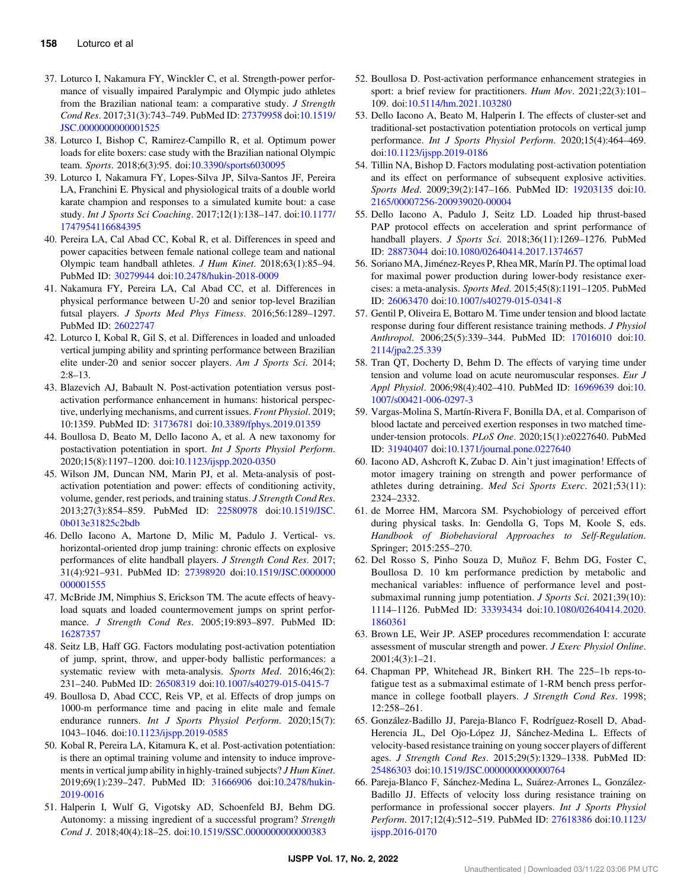37. Loturco I, Nakamura FY, Winckler C, et al. Strength-power performance of visually impaired Paralympic and Olympic judo athletes from the Brazilian national team: a comparative study. *J Strength Cond Res*. 2017;31(3):743–749. PubMed ID: 27379958 doi:10.1519/JSC.0000000000001525
38. Loturco I, Bishop C, Ramirez-Campillo R, et al. Optimum power loads for elite boxers: case study with the Brazilian national Olympic team. *Sports*. 2018;6(3):95. doi:10.3390/sports6030095
39. Loturco I, Nakamura FY, Lopes-Silva JP, Silva-Santos JF, Pereira LA, Franchini E. Physical and physiological traits of a double world karate champion and responses to a simulated kumite bout: a case study. *Int J Sports Sci Coaching*. 2017;12(1):138–147. doi:10.1177/1747954116684395
40. Pereira LA, Cal Abad CC, Kobal R, et al. Differences in speed and power capacities between female national college team and national Olympic team handball athletes. *J Hum Kinet*. 2018;63(1):85–94. PubMed ID: 30279944 doi:10.2478/hukin-2018-0009
41. Nakamura FY, Pereira LA, Cal Abad CC, et al. Differences in physical performance between U-20 and senior top-level Brazilian futsal players. *J Sports Med Phys Fitness*. 2016;56:1289–1297. PubMed ID: 26022747
42. Loturco I, Kobal R, Gil S, et al. Differences in loaded and unloaded vertical jumping ability and sprinting performance between Brazilian elite under-20 and senior soccer players. *Am J Sports Sci*. 2014; 2:8–13.
43. Blazevich AJ, Babault N. Post-activation potentiation versus post-activation performance enhancement in humans: historical perspective, underlying mechanisms, and current issues. *Front Physiol*. 2019; 10:1359. PubMed ID: 31736781 doi:10.3389/fphys.2019.01359
44. Boullosa D, Beato M, Dello Iacono A, et al. A new taxonomy for postactivation potentiation in sport. *Int J Sports Physiol Perform*. 2020;15(8):1197–1200. doi:10.1123/ijspp.2020-0350
45. Wilson JM, Duncan NM, Marin PJ, et al. Meta-analysis of post-activation potentiation and power: effects of conditioning activity, volume, gender, rest periods, and training status. *J Strength Cond Res*. 2013;27(3):854–859. PubMed ID: 22580978 doi:10.1519/JSC.0b013e31825c2bdb
46. Dello Iacono A, Martone D, Milic M, Padulo J. Vertical- vs. horizontal-oriented drop jump training: chronic effects on explosive performances of elite handball players. *J Strength Cond Res*. 2017; 31(4):921–931. PubMed ID: 27398920 doi:10.1519/JSC.0000000000001555
47. McBride JM, Nimphius S, Erickson TM. The acute effects of heavy-load squats and loaded countermovement jumps on sprint performance. *J Strength Cond Res*. 2005;19:893–897. PubMed ID: 16287357
48. Seitz LB, Haff GG. Factors modulating post-activation potentiation of jump, sprint, throw, and upper-body ballistic performances: a systematic review with meta-analysis. *Sports Med*. 2016;46(2): 231–240. PubMed ID: 26508319 doi:10.1007/s40279-015-0415-7
49. Boullosa D, Abad CCC, Reis VP, et al. Effects of drop jumps on 1000-m performance time and pacing in elite male and female endurance runners. *Int J Sports Physiol Perform*. 2020;15(7): 1043–1046. doi:10.1123/ijspp.2019-0585
50. Kobal R, Pereira LA, Kitamura K, et al. Post-activation potentiation: is there an optimal training volume and intensity to induce improvements in vertical jump ability in highly-trained subjects? *J Hum Kinet*. 2019;69(1):239–247. PubMed ID: 31666906 doi:10.2478/hukin-2019-0016
51. Halperin I, Wulf G, Vigotsky AD, Schoenfeld BJ, Behm DG. Autonomy: a missing ingredient of a successful program? *Strength Cond J*. 2018;40(4):18–25. doi:10.1519/SSC.0000000000000383
52. Boullosa D. Post-activation performance enhancement strategies in sport: a brief review for practitioners. *Hum Mov*. 2021;22(3):101–109. doi:10.5114/hm.2021.103280
53. Dello Iacono A, Beato M, Halperin I. The effects of cluster-set and traditional-set postactivation potentiation protocols on vertical jump performance. *Int J Sports Physiol Perform*. 2020;15(4):464–469. doi:10.1123/ijspp.2019-0186
54. Tillin NA, Bishop D. Factors modulating post-activation potentiation and its effect on performance of subsequent explosive activities. *Sports Med*. 2009;39(2):147–166. PubMed ID: 19203135 doi:10.2165/00007256-200939020-00004
55. Dello Iacono A, Padulo J, Seitz LD. Loaded hip thrust-based PAP protocol effects on acceleration and sprint performance of handball players. *J Sports Sci*. 2018;36(11):1269–1276. PubMed ID: 28873044 doi:10.1080/02640414.2017.1374657
56. Soriano MA, Jiménez-Reyes P, Rhea MR, Marín PJ. The optimal load for maximal power production during lower-body resistance exercises: a meta-analysis. *Sports Med*. 2015;45(8):1191–1205. PubMed ID: 26063470 doi:10.1007/s40279-015-0341-8
57. Gentil P, Oliveira E, Bottaro M. Time under tension and blood lactate response during four different resistance training methods. *J Physiol Anthropol*. 2006;25(5):339–344. PubMed ID: 17016010 doi:10.2114/jpa2.25.339
58. Tran QT, Docherty D, Behm D. The effects of varying time under tension and volume load on acute neuromuscular responses. *Eur J Appl Physiol*. 2006;98(4):402–410. PubMed ID: 16969639 doi:10.1007/s00421-006-0297-3
59. Vargas-Molina S, Martín-Rivera F, Bonilla DA, et al. Comparison of blood lactate and perceived exertion responses in two matched time-under-tension protocols. *PLoS One*. 2020;15(1):e0227640. PubMed ID: 31940407 doi:10.1371/journal.pone.0227640
60. Iacono AD, Ashcroft K, Zubac D. Ain't just imagination! Effects of motor imagery training on strength and power performance of athletes during detraining. *Med Sci Sports Exerc*. 2021;53(11): 2324–2332.
61. de Morree HM, Marcora SM. Psychobiology of perceived effort during physical tasks. In: Gendolla G, Tops M, Koole S, eds. *Handbook of Biobehavioral Approaches to Self-Regulation*. Springer; 2015:255–270.
62. Del Rosso S, Pinho Souza D, Muñoz F, Behm DG, Foster C, Boullosa D. 10 km performance prediction by metabolic and mechanical variables: influence of performance level and post-submaximal running jump potentiation. *J Sports Sci*. 2021;39(10): 1114–1126. PubMed ID: 33393434 doi:10.1080/02640414.2020.1860361
63. Brown LE, Weir JP. ASEP procedures recommendation I: accurate assessment of muscular strength and power. *J Exerc Physiol Online*. 2001;4(3):1–21.
64. Chapman PP, Whitehead JR, Binkert RH. The 225–1b reps-to-fatigue test as a submaximal estimate of 1-RM bench press performance in college football players. *J Strength Cond Res*. 1998; 12:258–261.
65. González-Badillo JJ, Pareja-Blanco F, Rodríguez-Rosell D, Abad-Herencia JL, Del Ojo-López JJ, Sánchez-Medina L. Effects of velocity-based resistance training on young soccer players of different ages. *J Strength Cond Res*. 2015;29(5):1329–1338. PubMed ID: 25486303 doi:10.1519/JSC.0000000000000764
66. Pareja-Blanco F, Sánchez-Medina L, Suárez-Arrones L, González-Badillo JJ. Effects of velocity loss during resistance training on performance in professional soccer players. *Int J Sports Physiol Perform*. 2017;12(4):512–519. PubMed ID: 27618386 doi:10.1123/ijspp.2016-0170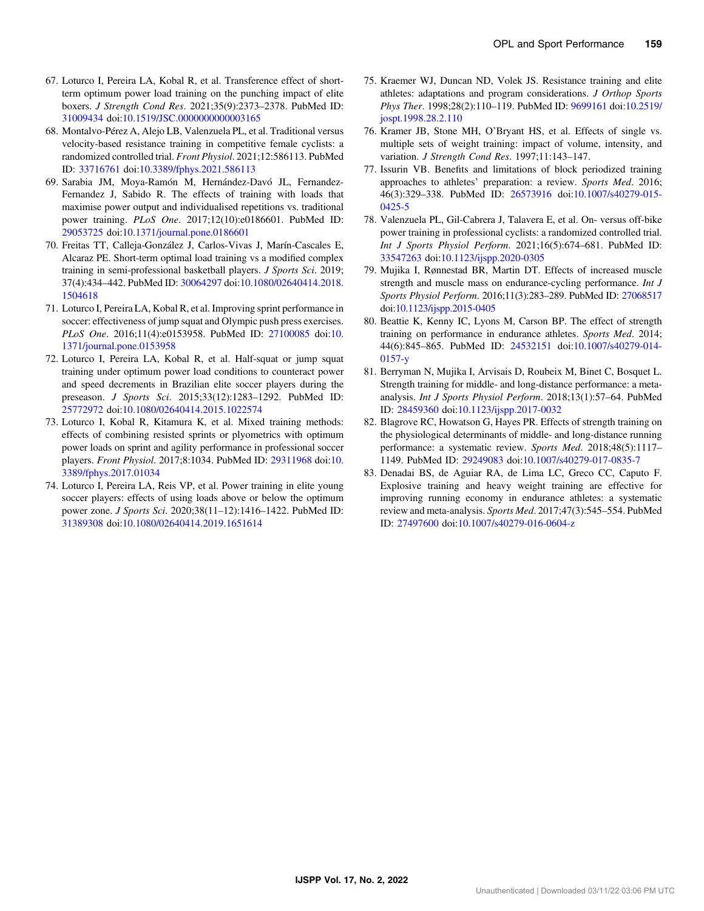67. Loturco I, Pereira LA, Kobal R, et al. Transference effect of short-term optimum power load training on the punching impact of elite boxers. *J Strength Cond Res*. 2021;35(9):2373–2378. PubMed ID: 31009434 doi:10.1519/JSC.0000000000003165
68. Montalvo-Pérez A, Alejo LB, Valenzuela PL, et al. Traditional versus velocity-based resistance training in competitive female cyclists: a randomized controlled trial. *Front Physiol*. 2021;12:586113. PubMed ID: 33716761 doi:10.3389/fphys.2021.586113
69. Sarabia JM, Moya-Ramón M, Hernández-Davó JL, Fernandez-Fernandez J, Sabido R. The effects of training with loads that maximise power output and individualised repetitions vs. traditional power training. *PLoS One*. 2017;12(10):e0186601. PubMed ID: 29053725 doi:10.1371/journal.pone.0186601
70. Freitas TT, Calleja-González J, Carlos-Vivas J, Marín-Cascales E, Alcaraz PE. Short-term optimal load training vs a modified complex training in semi-professional basketball players. *J Sports Sci*. 2019;37(4):434–442. PubMed ID: 30064297 doi:10.1080/02640414.2018.1504618
71. Loturco I, Pereira LA, Kobal R, et al. Improving sprint performance in soccer: effectiveness of jump squat and Olympic push press exercises. *PLoS One*. 2016;11(4):e0153958. PubMed ID: 27100085 doi:10.1371/journal.pone.0153958
72. Loturco I, Pereira LA, Kobal R, et al. Half-squat or jump squat training under optimum power load conditions to counteract power and speed decrements in Brazilian elite soccer players during the preseason. *J Sports Sci*. 2015;33(12):1283–1292. PubMed ID: 25772972 doi:10.1080/02640414.2015.1022574
73. Loturco I, Kobal R, Kitamura K, et al. Mixed training methods: effects of combining resisted sprints or plyometrics with optimum power loads on sprint and agility performance in professional soccer players. *Front Physiol*. 2017;8:1034. PubMed ID: 29311968 doi:10.3389/fphys.2017.01034
74. Loturco I, Pereira LA, Reis VP, et al. Power training in elite young soccer players: effects of using loads above or below the optimum power zone. *J Sports Sci*. 2020;38(11–12):1416–1422. PubMed ID: 31389308 doi:10.1080/02640414.2019.1651614
75. Kraemer WJ, Duncan ND, Volek JS. Resistance training and elite athletes: adaptations and program considerations. *J Orthop Sports Phys Ther*. 1998;28(2):110–119. PubMed ID: 9699161 doi:10.2519/jospt.1998.28.2.110
76. Kramer JB, Stone MH, O'Bryant HS, et al. Effects of single vs. multiple sets of weight training: impact of volume, intensity, and variation. *J Strength Cond Res*. 1997;11:143–147.
77. Issurin VB. Benefits and limitations of block periodized training approaches to athletes' preparation: a review. *Sports Med*. 2016;46(3):329–338. PubMed ID: 26573916 doi:10.1007/s40279-015-0425-5
78. Valenzuela PL, Gil-Cabrera J, Talavera E, et al. On- versus off-bike power training in professional cyclists: a randomized controlled trial. *Int J Sports Physiol Perform*. 2021;16(5):674–681. PubMed ID: 33547263 doi:10.1123/ijspp.2020-0305
79. Mujika I, Rønnestad BR, Martin DT. Effects of increased muscle strength and muscle mass on endurance-cycling performance. *Int J Sports Physiol Perform*. 2016;11(3):283–289. PubMed ID: 27068517 doi:10.1123/ijspp.2015-0405
80. Beattie K, Kenny IC, Lyons M, Carson BP. The effect of strength training on performance in endurance athletes. *Sports Med*. 2014;44(6):845–865. PubMed ID: 24532151 doi:10.1007/s40279-014-0157-y
81. Berryman N, Mujika I, Arvisais D, Roubeix M, Binet C, Bosquet L. Strength training for middle- and long-distance performance: a meta-analysis. *Int J Sports Physiol Perform*. 2018;13(1):57–64. PubMed ID: 28459360 doi:10.1123/ijspp.2017-0032
82. Blagrove RC, Howatson G, Hayes PR. Effects of strength training on the physiological determinants of middle- and long-distance running performance: a systematic review. *Sports Med*. 2018;48(5):1117–1149. PubMed ID: 29249083 doi:10.1007/s40279-017-0835-7
83. Denadai BS, de Aguiar RA, de Lima LC, Greco CC, Caputo F. Explosive training and heavy weight training are effective for improving running economy in endurance athletes: a systematic review and meta-analysis. *Sports Med*. 2017;47(3):545–554. PubMed ID: 27497600 doi:10.1007/s40279-016-0604-z